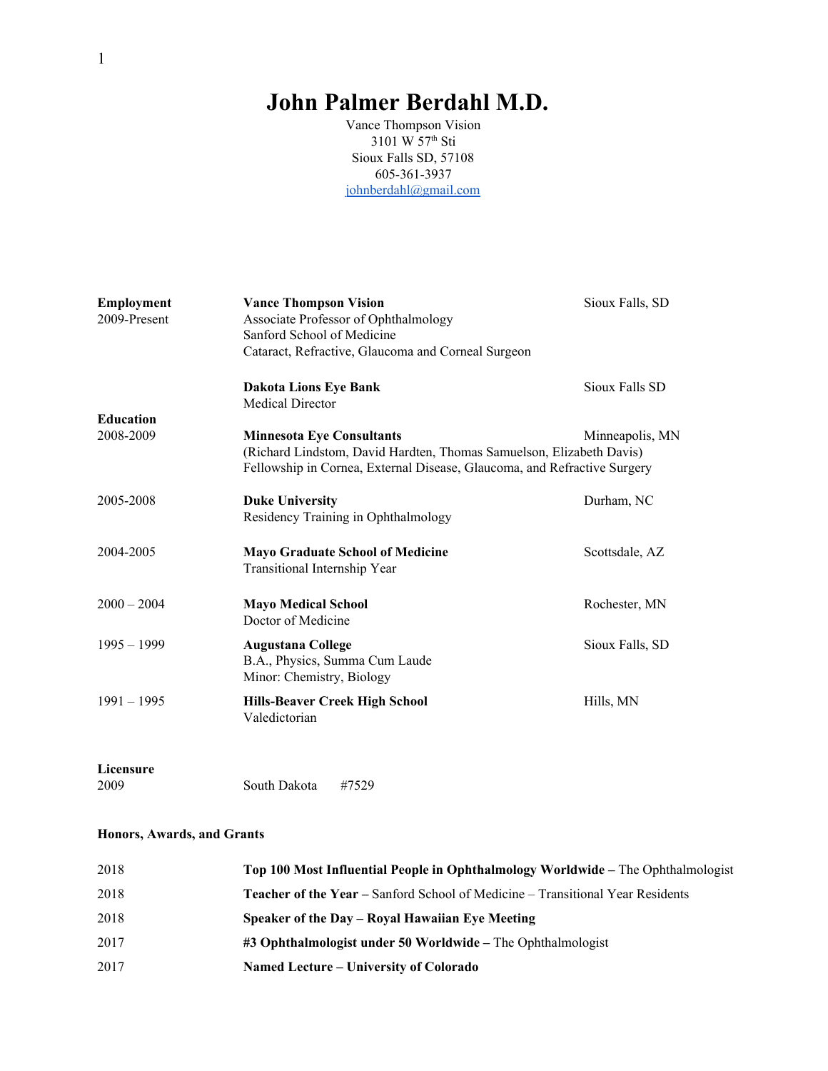# John Palmer Berdahl M.D.

Vance Thompson Vision
3101 W 57th Sti
Sioux Falls SD, 57108
605-361-3937
johnberdahl@gmail.com

| | | |
|---|---|---|
| **Employment** | **Vance Thompson Vision** | Sioux Falls, SD |
| 2009-Present | Associate Professor of Ophthalmology<br>Sanford School of Medicine<br>Cataract, Refractive, Glaucoma and Corneal Surgeon | |
| | **Dakota Lions Eye Bank**<br>Medical Director | Sioux Falls SD |
| **Education** | | |
| 2008-2009 | **Minnesota Eye Consultants**<br>(Richard Lindstom, David Hardten, Thomas Samuelson, Elizabeth Davis)<br>Fellowship in Cornea, External Disease, Glaucoma, and Refractive Surgery | Minneapolis, MN |
| 2005-2008 | **Duke University**<br>Residency Training in Ophthalmology | Durham, NC |
| 2004-2005 | **Mayo Graduate School of Medicine**<br>Transitional Internship Year | Scottsdale, AZ |
| 2000 – 2004 | **Mayo Medical School**<br>Doctor of Medicine | Rochester, MN |
| 1995 – 1999 | **Augustana College**<br>B.A., Physics, Summa Cum Laude<br>Minor: Chemistry, Biology | Sioux Falls, SD |
| 1991 – 1995 | **Hills-Beaver Creek High School**<br>Valedictorian | Hills, MN |

**Licensure**

2009 South Dakota #7529

**Honors, Awards, and Grants**

| | |
|---|---|
| 2018 | **Top 100 Most Influential People in Ophthalmology Worldwide –** The Ophthalmologist |
| 2018 | **Teacher of the Year –** Sanford School of Medicine – Transitional Year Residents |
| 2018 | **Speaker of the Day – Royal Hawaiian Eye Meeting** |
| 2017 | **#3 Ophthalmologist under 50 Worldwide –** The Ophthalmologist |
| 2017 | **Named Lecture – University of Colorado** |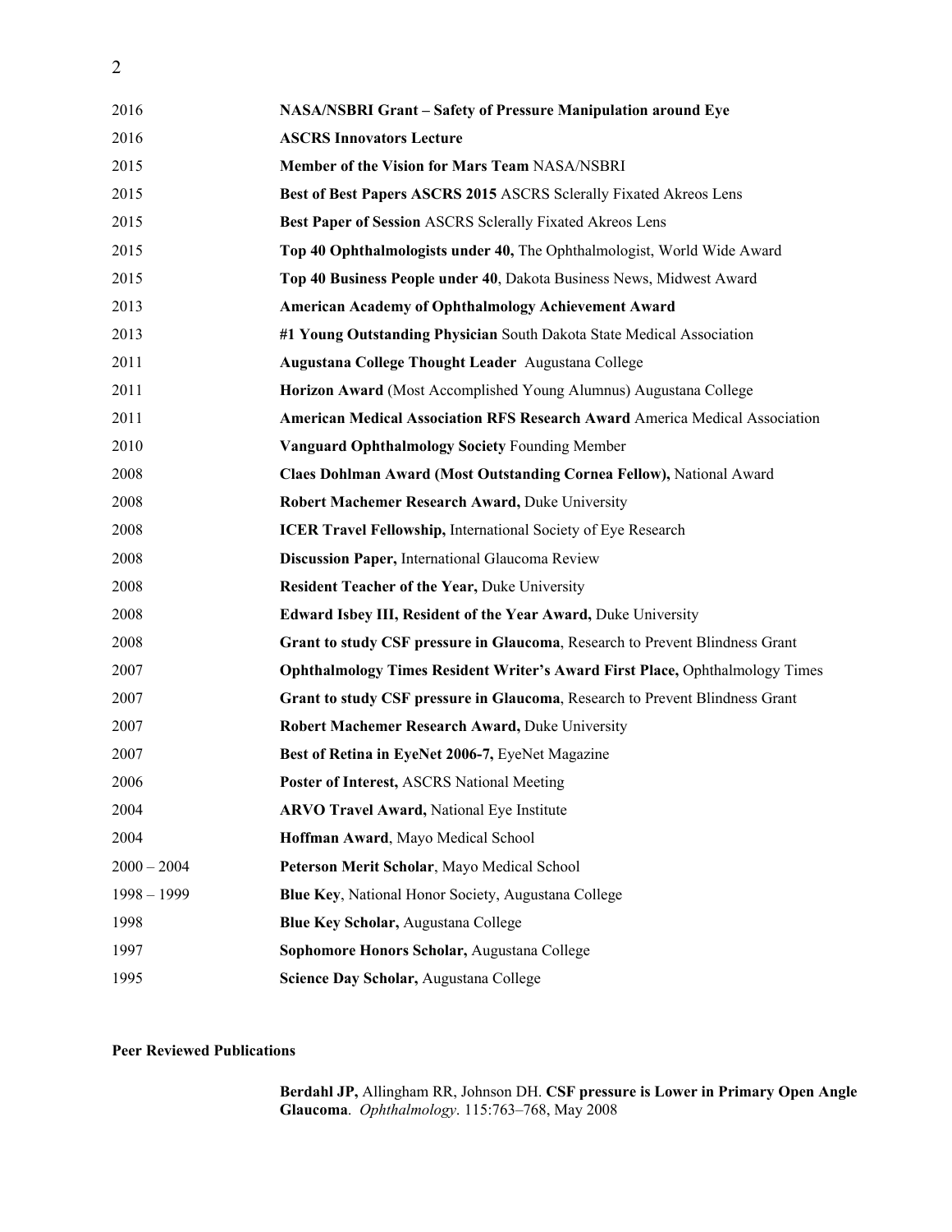| | |
|---|---|
| 2016 | **NASA/NSBRI Grant – Safety of Pressure Manipulation around Eye** |
| 2016 | **ASCRS Innovators Lecture** |
| 2015 | **Member of the Vision for Mars Team** NASA/NSBRI |
| 2015 | **Best of Best Papers ASCRS 2015** ASCRS Sclerally Fixated Akreos Lens |
| 2015 | **Best Paper of Session** ASCRS Sclerally Fixated Akreos Lens |
| 2015 | **Top 40 Ophthalmologists under 40,** The Ophthalmologist, World Wide Award |
| 2015 | **Top 40 Business People under 40**, Dakota Business News, Midwest Award |
| 2013 | **American Academy of Ophthalmology Achievement Award** |
| 2013 | **#1 Young Outstanding Physician** South Dakota State Medical Association |
| 2011 | **Augustana College Thought Leader** Augustana College |
| 2011 | **Horizon Award** (Most Accomplished Young Alumnus) Augustana College |
| 2011 | **American Medical Association RFS Research Award** America Medical Association |
| 2010 | **Vanguard Ophthalmology Society** Founding Member |
| 2008 | **Claes Dohlman Award (Most Outstanding Cornea Fellow),** National Award |
| 2008 | **Robert Machemer Research Award,** Duke University |
| 2008 | **ICER Travel Fellowship,** International Society of Eye Research |
| 2008 | **Discussion Paper,** International Glaucoma Review |
| 2008 | **Resident Teacher of the Year,** Duke University |
| 2008 | **Edward Isbey III, Resident of the Year Award,** Duke University |
| 2008 | **Grant to study CSF pressure in Glaucoma**, Research to Prevent Blindness Grant |
| 2007 | **Ophthalmology Times Resident Writer's Award First Place,** Ophthalmology Times |
| 2007 | **Grant to study CSF pressure in Glaucoma**, Research to Prevent Blindness Grant |
| 2007 | **Robert Machemer Research Award,** Duke University |
| 2007 | **Best of Retina in EyeNet 2006-7,** EyeNet Magazine |
| 2006 | **Poster of Interest,** ASCRS National Meeting |
| 2004 | **ARVO Travel Award,** National Eye Institute |
| 2004 | **Hoffman Award**, Mayo Medical School |
| 2000 – 2004 | **Peterson Merit Scholar**, Mayo Medical School |
| 1998 – 1999 | **Blue Key**, National Honor Society, Augustana College |
| 1998 | **Blue Key Scholar,** Augustana College |
| 1997 | **Sophomore Honors Scholar,** Augustana College |
| 1995 | **Science Day Scholar,** Augustana College |

**Peer Reviewed Publications**

**Berdahl JP,** Allingham RR, Johnson DH. **CSF pressure is Lower in Primary Open Angle Glaucoma**. *Ophthalmology*. 115:763–768, May 2008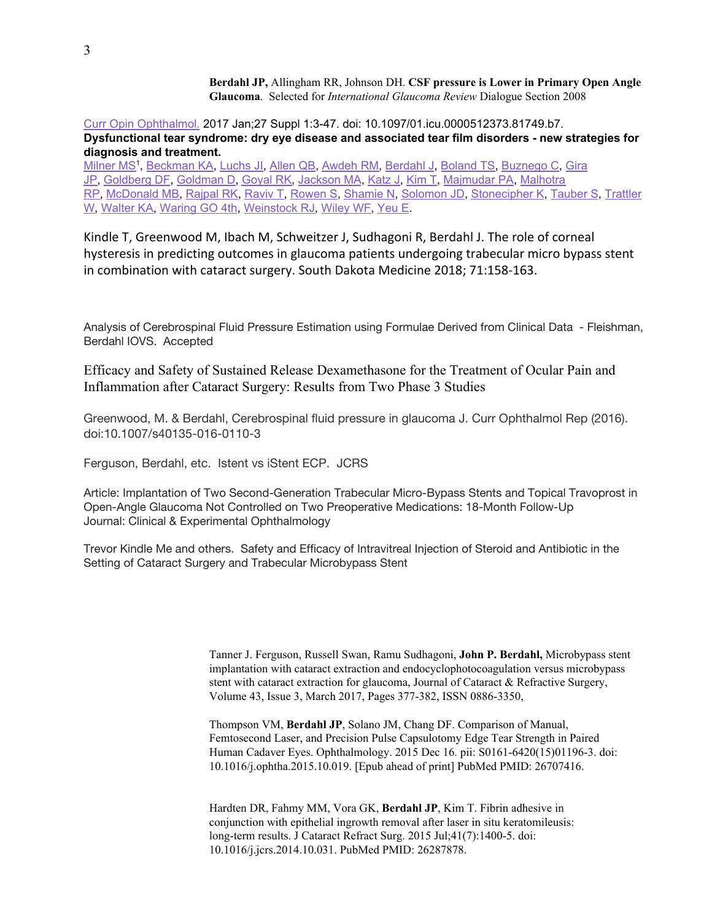**Berdahl JP,** Allingham RR, Johnson DH. **CSF pressure is Lower in Primary Open Angle Glaucoma**. Selected for *International Glaucoma Review* Dialogue Section 2008

Curr Opin Ophthalmol. 2017 Jan;27 Suppl 1:3-47. doi: 10.1097/01.icu.0000512373.81749.b7.
**Dysfunctional tear syndrome: dry eye disease and associated tear film disorders - new strategies for diagnosis and treatment.**
Milner MS[1], Beckman KA, Luchs JI, Allen QB, Awdeh RM, Berdahl J, Boland TS, Buznego C, Gira JP, Goldberg DF, Goldman D, Goyal RK, Jackson MA, Katz J, Kim T, Majmudar PA, Malhotra RP, McDonald MB, Rajpal RK, Raviv T, Rowen S, Shamie N, Solomon JD, Stonecipher K, Tauber S, Trattler W, Walter KA, Waring GO 4th, Weinstock RJ, Wiley WF, Yeu E.

Kindle T, Greenwood M, Ibach M, Schweitzer J, Sudhagoni R, Berdahl J. The role of corneal hysteresis in predicting outcomes in glaucoma patients undergoing trabecular micro bypass stent in combination with cataract surgery. South Dakota Medicine 2018; 71:158-163.

Analysis of Cerebrospinal Fluid Pressure Estimation using Formulae Derived from Clinical Data - Fleishman, Berdahl IOVS. Accepted

Efficacy and Safety of Sustained Release Dexamethasone for the Treatment of Ocular Pain and Inflammation after Cataract Surgery: Results from Two Phase 3 Studies

Greenwood, M. & Berdahl, Cerebrospinal fluid pressure in glaucoma J. Curr Ophthalmol Rep (2016). doi:10.1007/s40135-016-0110-3

Ferguson, Berdahl, etc. Istent vs iStent ECP. JCRS

Article: Implantation of Two Second-Generation Trabecular Micro-Bypass Stents and Topical Travoprost in Open-Angle Glaucoma Not Controlled on Two Preoperative Medications: 18-Month Follow-Up
Journal: Clinical & Experimental Ophthalmology

Trevor Kindle Me and others. Safety and Efficacy of Intravitreal Injection of Steroid and Antibiotic in the Setting of Cataract Surgery and Trabecular Microbypass Stent

Tanner J. Ferguson, Russell Swan, Ramu Sudhagoni, **John P. Berdahl,** Microbypass stent implantation with cataract extraction and endocyclophotocoagulation versus microbypass stent with cataract extraction for glaucoma, Journal of Cataract & Refractive Surgery, Volume 43, Issue 3, March 2017, Pages 377-382, ISSN 0886-3350,

Thompson VM, **Berdahl JP**, Solano JM, Chang DF. Comparison of Manual, Femtosecond Laser, and Precision Pulse Capsulotomy Edge Tear Strength in Paired Human Cadaver Eyes. Ophthalmology. 2015 Dec 16. pii: S0161-6420(15)01196-3. doi: 10.1016/j.ophtha.2015.10.019. [Epub ahead of print] PubMed PMID: 26707416.

Hardten DR, Fahmy MM, Vora GK, **Berdahl JP**, Kim T. Fibrin adhesive in conjunction with epithelial ingrowth removal after laser in situ keratomileusis: long-term results. J Cataract Refract Surg. 2015 Jul;41(7):1400-5. doi: 10.1016/j.jcrs.2014.10.031. PubMed PMID: 26287878.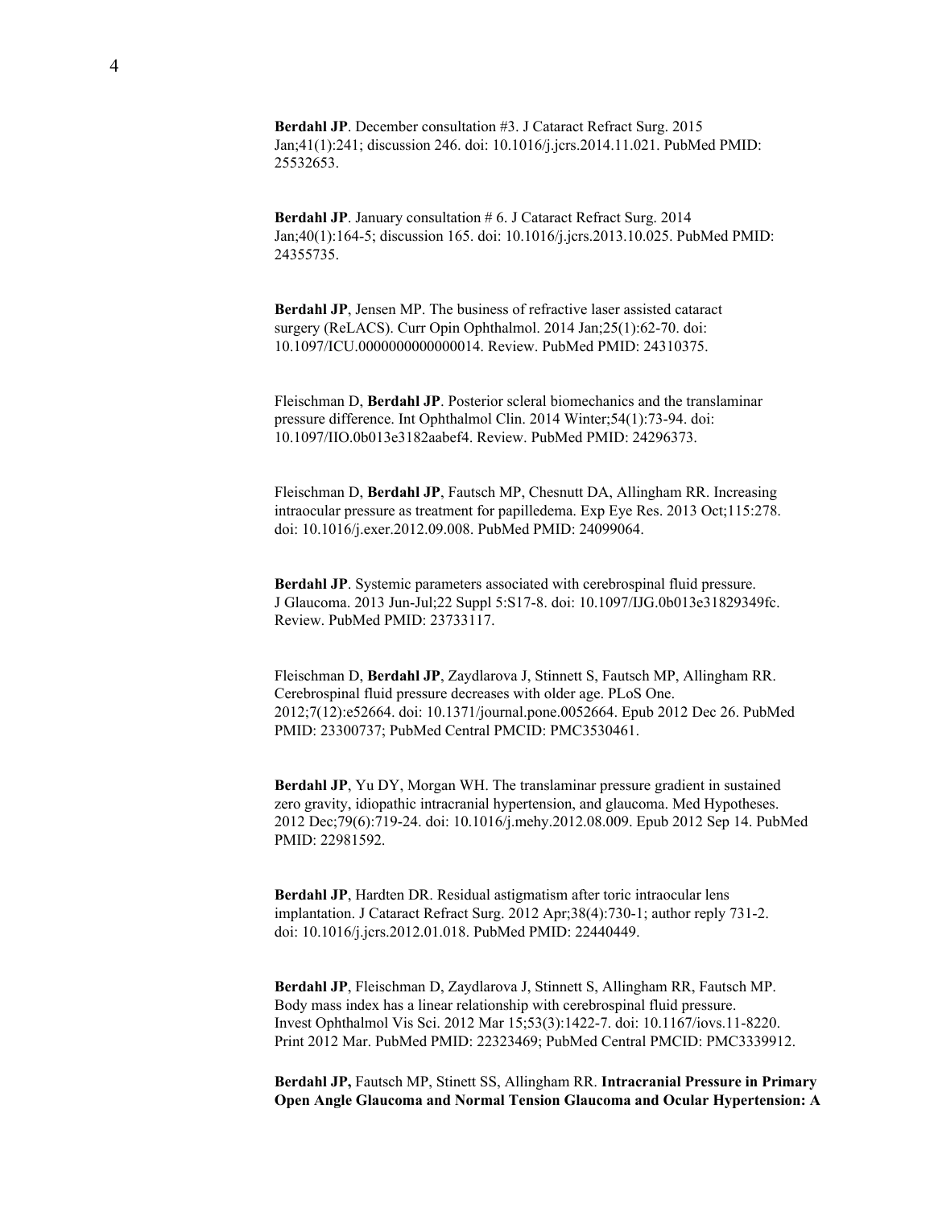**Berdahl JP**. December consultation #3. J Cataract Refract Surg. 2015 Jan;41(1):241; discussion 246. doi: 10.1016/j.jcrs.2014.11.021. PubMed PMID: 25532653.

**Berdahl JP**. January consultation # 6. J Cataract Refract Surg. 2014 Jan;40(1):164-5; discussion 165. doi: 10.1016/j.jcrs.2013.10.025. PubMed PMID: 24355735.

**Berdahl JP**, Jensen MP. The business of refractive laser assisted cataract surgery (ReLACS). Curr Opin Ophthalmol. 2014 Jan;25(1):62-70. doi: 10.1097/ICU.0000000000000014. Review. PubMed PMID: 24310375.

Fleischman D, **Berdahl JP**. Posterior scleral biomechanics and the translaminar pressure difference. Int Ophthalmol Clin. 2014 Winter;54(1):73-94. doi: 10.1097/IIO.0b013e3182aabef4. Review. PubMed PMID: 24296373.

Fleischman D, **Berdahl JP**, Fautsch MP, Chesnutt DA, Allingham RR. Increasing intraocular pressure as treatment for papilledema. Exp Eye Res. 2013 Oct;115:278. doi: 10.1016/j.exer.2012.09.008. PubMed PMID: 24099064.

**Berdahl JP**. Systemic parameters associated with cerebrospinal fluid pressure. J Glaucoma. 2013 Jun-Jul;22 Suppl 5:S17-8. doi: 10.1097/IJG.0b013e31829349fc. Review. PubMed PMID: 23733117.

Fleischman D, **Berdahl JP**, Zaydlarova J, Stinnett S, Fautsch MP, Allingham RR. Cerebrospinal fluid pressure decreases with older age. PLoS One. 2012;7(12):e52664. doi: 10.1371/journal.pone.0052664. Epub 2012 Dec 26. PubMed PMID: 23300737; PubMed Central PMCID: PMC3530461.

**Berdahl JP**, Yu DY, Morgan WH. The translaminar pressure gradient in sustained zero gravity, idiopathic intracranial hypertension, and glaucoma. Med Hypotheses. 2012 Dec;79(6):719-24. doi: 10.1016/j.mehy.2012.08.009. Epub 2012 Sep 14. PubMed PMID: 22981592.

**Berdahl JP**, Hardten DR. Residual astigmatism after toric intraocular lens implantation. J Cataract Refract Surg. 2012 Apr;38(4):730-1; author reply 731-2. doi: 10.1016/j.jcrs.2012.01.018. PubMed PMID: 22440449.

**Berdahl JP**, Fleischman D, Zaydlarova J, Stinnett S, Allingham RR, Fautsch MP. Body mass index has a linear relationship with cerebrospinal fluid pressure. Invest Ophthalmol Vis Sci. 2012 Mar 15;53(3):1422-7. doi: 10.1167/iovs.11-8220. Print 2012 Mar. PubMed PMID: 22323469; PubMed Central PMCID: PMC3339912.

**Berdahl JP,** Fautsch MP, Stinett SS, Allingham RR. **Intracranial Pressure in Primary Open Angle Glaucoma and Normal Tension Glaucoma and Ocular Hypertension: A**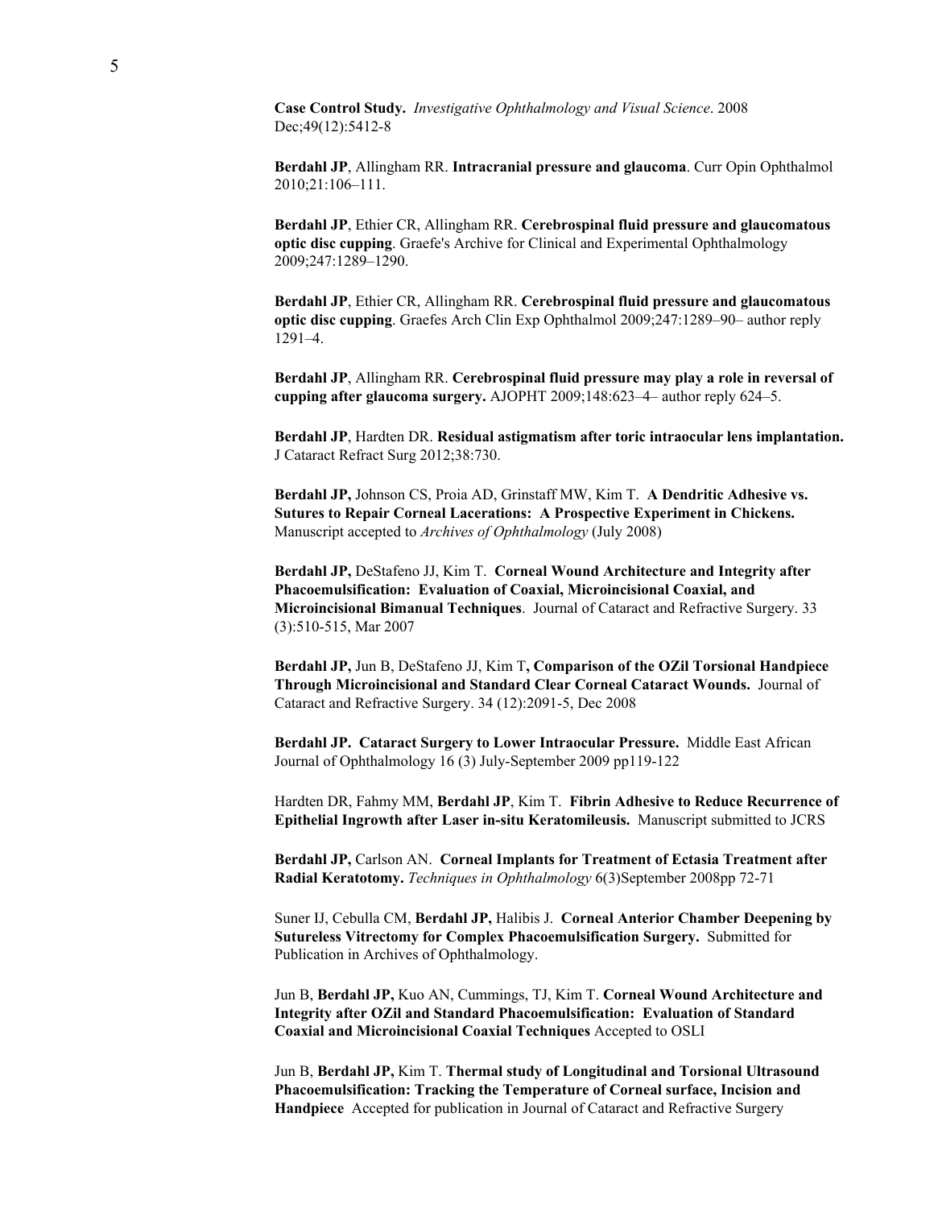**Case Control Study.** *Investigative Ophthalmology and Visual Science*. 2008 Dec;49(12):5412-8

**Berdahl JP**, Allingham RR. **Intracranial pressure and glaucoma**. Curr Opin Ophthalmol 2010;21:106–111.

**Berdahl JP**, Ethier CR, Allingham RR. **Cerebrospinal fluid pressure and glaucomatous optic disc cupping**. Graefe's Archive for Clinical and Experimental Ophthalmology 2009;247:1289–1290.

**Berdahl JP**, Ethier CR, Allingham RR. **Cerebrospinal fluid pressure and glaucomatous optic disc cupping**. Graefes Arch Clin Exp Ophthalmol 2009;247:1289–90– author reply 1291–4.

**Berdahl JP**, Allingham RR. **Cerebrospinal fluid pressure may play a role in reversal of cupping after glaucoma surgery.** AJOPHT 2009;148:623–4– author reply 624–5.

**Berdahl JP**, Hardten DR. **Residual astigmatism after toric intraocular lens implantation.** J Cataract Refract Surg 2012;38:730.

**Berdahl JP,** Johnson CS, Proia AD, Grinstaff MW, Kim T. **A Dendritic Adhesive vs. Sutures to Repair Corneal Lacerations: A Prospective Experiment in Chickens.** Manuscript accepted to *Archives of Ophthalmology* (July 2008)

**Berdahl JP,** DeStafeno JJ, Kim T. **Corneal Wound Architecture and Integrity after Phacoemulsification: Evaluation of Coaxial, Microincisional Coaxial, and Microincisional Bimanual Techniques**. Journal of Cataract and Refractive Surgery. 33 (3):510-515, Mar 2007

**Berdahl JP,** Jun B, DeStafeno JJ, Kim T**, Comparison of the OZil Torsional Handpiece Through Microincisional and Standard Clear Corneal Cataract Wounds.** Journal of Cataract and Refractive Surgery. 34 (12):2091-5, Dec 2008

**Berdahl JP. Cataract Surgery to Lower Intraocular Pressure.** Middle East African Journal of Ophthalmology 16 (3) July-September 2009 pp119-122

Hardten DR, Fahmy MM, **Berdahl JP**, Kim T. **Fibrin Adhesive to Reduce Recurrence of Epithelial Ingrowth after Laser in-situ Keratomileusis.** Manuscript submitted to JCRS

**Berdahl JP,** Carlson AN. **Corneal Implants for Treatment of Ectasia Treatment after Radial Keratotomy.** *Techniques in Ophthalmology* 6(3)September 2008pp 72-71

Suner IJ, Cebulla CM, **Berdahl JP,** Halibis J. **Corneal Anterior Chamber Deepening by Sutureless Vitrectomy for Complex Phacoemulsification Surgery.** Submitted for Publication in Archives of Ophthalmology.

Jun B, **Berdahl JP,** Kuo AN, Cummings, TJ, Kim T. **Corneal Wound Architecture and Integrity after OZil and Standard Phacoemulsification: Evaluation of Standard Coaxial and Microincisional Coaxial Techniques** Accepted to OSLI

Jun B, **Berdahl JP,** Kim T. **Thermal study of Longitudinal and Torsional Ultrasound Phacoemulsification: Tracking the Temperature of Corneal surface, Incision and Handpiece** Accepted for publication in Journal of Cataract and Refractive Surgery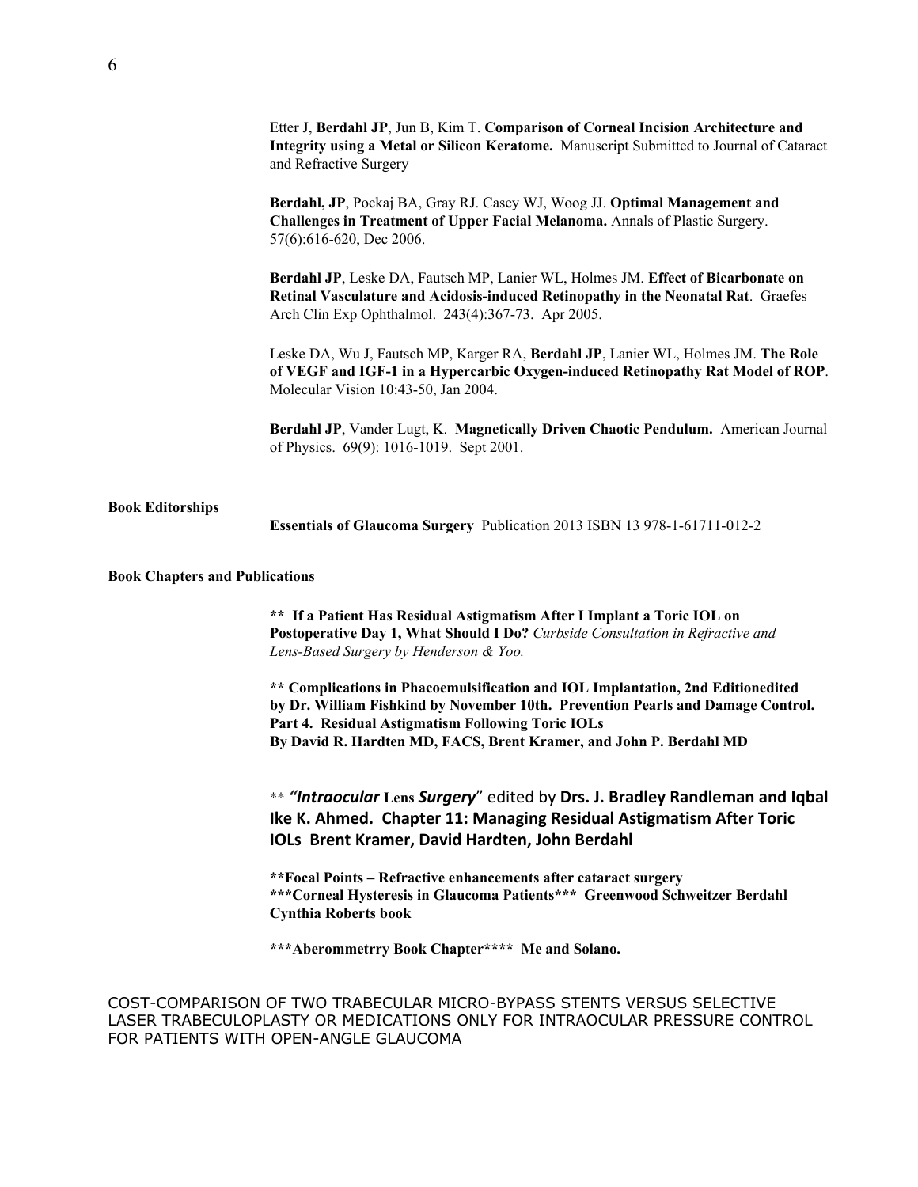Etter J, **Berdahl JP**, Jun B, Kim T. **Comparison of Corneal Incision Architecture and Integrity using a Metal or Silicon Keratome.** Manuscript Submitted to Journal of Cataract and Refractive Surgery

**Berdahl, JP**, Pockaj BA, Gray RJ. Casey WJ, Woog JJ. **Optimal Management and Challenges in Treatment of Upper Facial Melanoma.** Annals of Plastic Surgery. 57(6):616-620, Dec 2006.

**Berdahl JP**, Leske DA, Fautsch MP, Lanier WL, Holmes JM. **Effect of Bicarbonate on Retinal Vasculature and Acidosis-induced Retinopathy in the Neonatal Rat**. Graefes Arch Clin Exp Ophthalmol. 243(4):367-73. Apr 2005.

Leske DA, Wu J, Fautsch MP, Karger RA, **Berdahl JP**, Lanier WL, Holmes JM. **The Role of VEGF and IGF-1 in a Hypercarbic Oxygen-induced Retinopathy Rat Model of ROP**. Molecular Vision 10:43-50, Jan 2004.

**Berdahl JP**, Vander Lugt, K. **Magnetically Driven Chaotic Pendulum.** American Journal of Physics. 69(9): 1016-1019. Sept 2001.

**Book Editorships**

**Essentials of Glaucoma Surgery** Publication 2013 ISBN 13 978-1-61711-012-2

**Book Chapters and Publications**

**\*\* If a Patient Has Residual Astigmatism After I Implant a Toric IOL on Postoperative Day 1, What Should I Do?** *Curbside Consultation in Refractive and Lens-Based Surgery by Henderson & Yoo.*

**\*\* Complications in Phacoemulsification and IOL Implantation, 2nd Editionedited by Dr. William Fishkind by November 10th. Prevention Pearls and Damage Control. Part 4. Residual Astigmatism Following Toric IOLs By David R. Hardten MD, FACS, Brent Kramer, and John P. Berdahl MD**

\*\* ***"Intraocular* Lens *Surgery*"** edited by **Drs. J. Bradley Randleman and Iqbal Ike K. Ahmed. Chapter 11: Managing Residual Astigmatism After Toric IOLs Brent Kramer, David Hardten, John Berdahl**

**\*\*Focal Points – Refractive enhancements after cataract surgery**
**\*\*\*Corneal Hysteresis in Glaucoma Patients\*\*\* Greenwood Schweitzer Berdahl Cynthia Roberts book**

**\*\*\*Aberommetrry Book Chapter\*\*\*\* Me and Solano.**

COST-COMPARISON OF TWO TRABECULAR MICRO-BYPASS STENTS VERSUS SELECTIVE LASER TRABECULOPLASTY OR MEDICATIONS ONLY FOR INTRAOCULAR PRESSURE CONTROL FOR PATIENTS WITH OPEN-ANGLE GLAUCOMA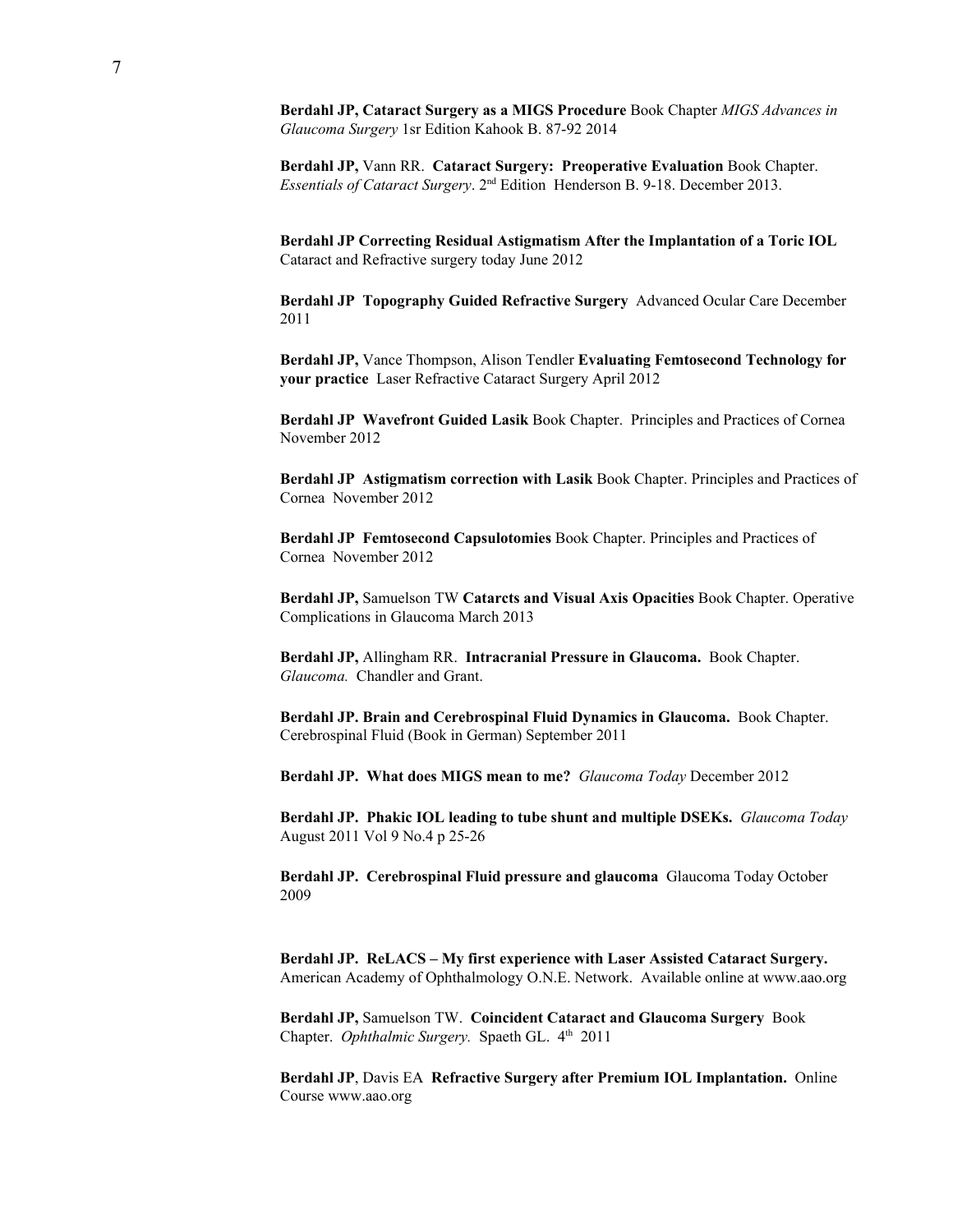**Berdahl JP, Cataract Surgery as a MIGS Procedure** Book Chapter *MIGS Advances in Glaucoma Surgery* 1sr Edition Kahook B. 87-92 2014

**Berdahl JP,** Vann RR. **Cataract Surgery: Preoperative Evaluation** Book Chapter. *Essentials of Cataract Surgery*. 2nd Edition Henderson B. 9-18. December 2013.

**Berdahl JP Correcting Residual Astigmatism After the Implantation of a Toric IOL** Cataract and Refractive surgery today June 2012

**Berdahl JP Topography Guided Refractive Surgery** Advanced Ocular Care December 2011

**Berdahl JP,** Vance Thompson, Alison Tendler **Evaluating Femtosecond Technology for your practice** Laser Refractive Cataract Surgery April 2012

**Berdahl JP Wavefront Guided Lasik** Book Chapter. Principles and Practices of Cornea November 2012

**Berdahl JP Astigmatism correction with Lasik** Book Chapter. Principles and Practices of Cornea November 2012

**Berdahl JP Femtosecond Capsulotomies** Book Chapter. Principles and Practices of Cornea November 2012

**Berdahl JP,** Samuelson TW **Catarcts and Visual Axis Opacities** Book Chapter. Operative Complications in Glaucoma March 2013

**Berdahl JP,** Allingham RR. **Intracranial Pressure in Glaucoma.** Book Chapter. *Glaucoma.* Chandler and Grant.

**Berdahl JP. Brain and Cerebrospinal Fluid Dynamics in Glaucoma.** Book Chapter. Cerebrospinal Fluid (Book in German) September 2011

**Berdahl JP. What does MIGS mean to me?** *Glaucoma Today* December 2012

**Berdahl JP. Phakic IOL leading to tube shunt and multiple DSEKs.** *Glaucoma Today* August 2011 Vol 9 No.4 p 25-26

**Berdahl JP. Cerebrospinal Fluid pressure and glaucoma** Glaucoma Today October 2009

**Berdahl JP. ReLACS – My first experience with Laser Assisted Cataract Surgery.** American Academy of Ophthalmology O.N.E. Network. Available online at www.aao.org

**Berdahl JP,** Samuelson TW. **Coincident Cataract and Glaucoma Surgery** Book Chapter. *Ophthalmic Surgery.* Spaeth GL. 4th 2011

**Berdahl JP**, Davis EA **Refractive Surgery after Premium IOL Implantation.** Online Course www.aao.org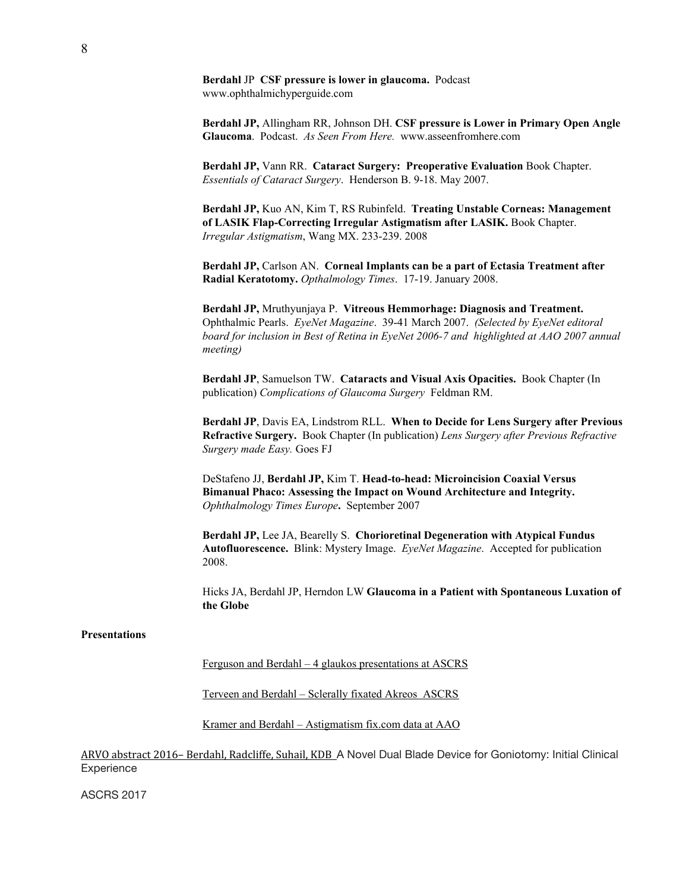**Berdahl** JP **CSF pressure is lower in glaucoma.** Podcast www.ophthalmichyperguide.com

**Berdahl JP,** Allingham RR, Johnson DH. **CSF pressure is Lower in Primary Open Angle Glaucoma**. Podcast. *As Seen From Here.* www.asseenfromhere.com

**Berdahl JP,** Vann RR. **Cataract Surgery: Preoperative Evaluation** Book Chapter. *Essentials of Cataract Surgery*. Henderson B. 9-18. May 2007.

**Berdahl JP,** Kuo AN, Kim T, RS Rubinfeld. **Treating Unstable Corneas: Management of LASIK Flap-Correcting Irregular Astigmatism after LASIK.** Book Chapter. *Irregular Astigmatism*, Wang MX. 233-239. 2008

**Berdahl JP,** Carlson AN. **Corneal Implants can be a part of Ectasia Treatment after Radial Keratotomy.** *Opthalmology Times*. 17-19. January 2008.

**Berdahl JP,** Mruthyunjaya P. **Vitreous Hemmorhage: Diagnosis and Treatment.** Ophthalmic Pearls. *EyeNet Magazine*. 39-41 March 2007. *(Selected by EyeNet editoral board for inclusion in Best of Retina in EyeNet 2006-7 and highlighted at AAO 2007 annual meeting)*

**Berdahl JP**, Samuelson TW. **Cataracts and Visual Axis Opacities.** Book Chapter (In publication) *Complications of Glaucoma Surgery* Feldman RM.

**Berdahl JP**, Davis EA, Lindstrom RLL. **When to Decide for Lens Surgery after Previous Refractive Surgery.** Book Chapter (In publication) *Lens Surgery after Previous Refractive Surgery made Easy.* Goes FJ

DeStafeno JJ, **Berdahl JP,** Kim T. **Head-to-head: Microincision Coaxial Versus Bimanual Phaco: Assessing the Impact on Wound Architecture and Integrity.** *Ophthalmology Times Europe***.** September 2007

**Berdahl JP,** Lee JA, Bearelly S. **Chorioretinal Degeneration with Atypical Fundus Autofluorescence.** Blink: Mystery Image. *EyeNet Magazine*. Accepted for publication 2008.

Hicks JA, Berdahl JP, Herndon LW **Glaucoma in a Patient with Spontaneous Luxation of the Globe**

**Presentations**

Ferguson and Berdahl – 4 glaukos presentations at ASCRS

Terveen and Berdahl – Sclerally fixated Akreos ASCRS

Kramer and Berdahl – Astigmatism fix.com data at AAO

ARVO abstract 2016– Berdahl, Radcliffe, Suhail, KDB A Novel Dual Blade Device for Goniotomy: Initial Clinical Experience

ASCRS 2017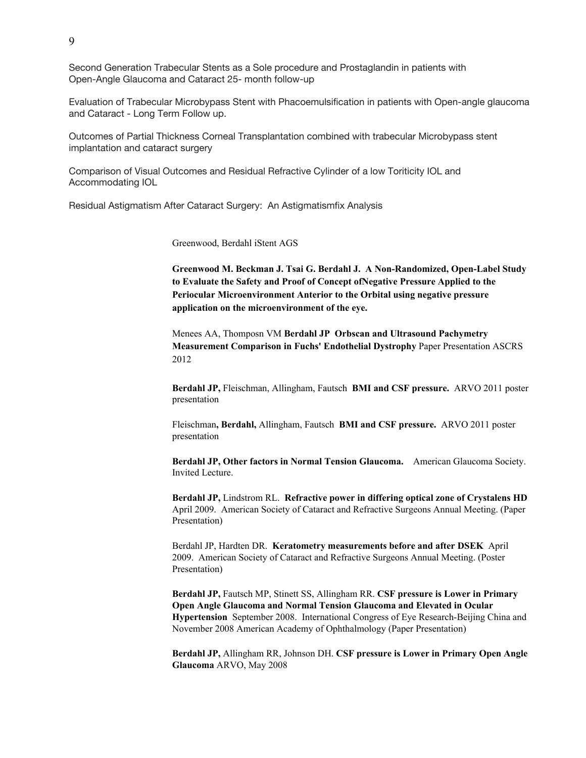Second Generation Trabecular Stents as a Sole procedure and Prostaglandin in patients with Open-Angle Glaucoma and Cataract 25- month follow-up

Evaluation of Trabecular Microbypass Stent with Phacoemulsification in patients with Open-angle glaucoma and Cataract - Long Term Follow up.

Outcomes of Partial Thickness Corneal Transplantation combined with trabecular Microbypass stent implantation and cataract surgery

Comparison of Visual Outcomes and Residual Refractive Cylinder of a low Toriticity IOL and Accommodating IOL

Residual Astigmatism After Cataract Surgery: An Astigmatismfix Analysis

Greenwood, Berdahl iStent AGS

**Greenwood M. Beckman J. Tsai G. Berdahl J. A Non-Randomized, Open-Label Study to Evaluate the Safety and Proof of Concept ofNegative Pressure Applied to the Periocular Microenvironment Anterior to the Orbital using negative pressure application on the microenvironment of the eye.**

Menees AA, Thomposn VM **Berdahl JP Orbscan and Ultrasound Pachymetry Measurement Comparison in Fuchs' Endothelial Dystrophy** Paper Presentation ASCRS 2012

**Berdahl JP,** Fleischman, Allingham, Fautsch **BMI and CSF pressure.** ARVO 2011 poster presentation

Fleischman**, Berdahl,** Allingham, Fautsch **BMI and CSF pressure.** ARVO 2011 poster presentation

**Berdahl JP, Other factors in Normal Tension Glaucoma.** American Glaucoma Society. Invited Lecture.

**Berdahl JP,** Lindstrom RL. **Refractive power in differing optical zone of Crystalens HD** April 2009. American Society of Cataract and Refractive Surgeons Annual Meeting. (Paper Presentation)

Berdahl JP, Hardten DR. **Keratometry measurements before and after DSEK** April 2009. American Society of Cataract and Refractive Surgeons Annual Meeting. (Poster Presentation)

**Berdahl JP,** Fautsch MP, Stinett SS, Allingham RR. **CSF pressure is Lower in Primary Open Angle Glaucoma and Normal Tension Glaucoma and Elevated in Ocular Hypertension** September 2008. International Congress of Eye Research-Beijing China and November 2008 American Academy of Ophthalmology (Paper Presentation)

**Berdahl JP,** Allingham RR, Johnson DH. **CSF pressure is Lower in Primary Open Angle Glaucoma** ARVO, May 2008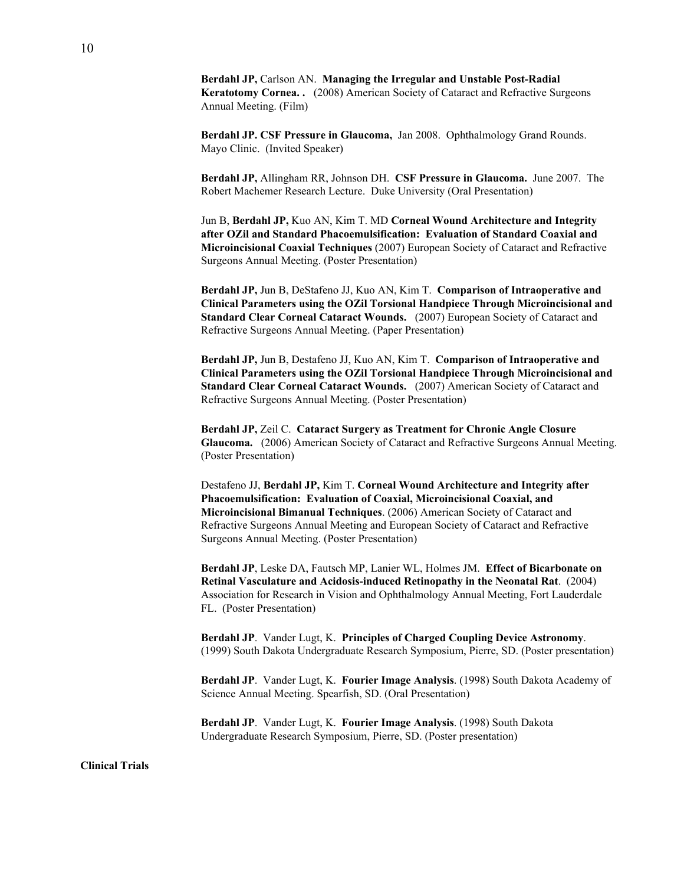**Berdahl JP,** Carlson AN. **Managing the Irregular and Unstable Post-Radial Keratotomy Cornea. .** (2008) American Society of Cataract and Refractive Surgeons Annual Meeting. (Film)

**Berdahl JP. CSF Pressure in Glaucoma,** Jan 2008. Ophthalmology Grand Rounds. Mayo Clinic. (Invited Speaker)

**Berdahl JP,** Allingham RR, Johnson DH. **CSF Pressure in Glaucoma.** June 2007. The Robert Machemer Research Lecture. Duke University (Oral Presentation)

Jun B, **Berdahl JP,** Kuo AN, Kim T. MD **Corneal Wound Architecture and Integrity after OZil and Standard Phacoemulsification: Evaluation of Standard Coaxial and Microincisional Coaxial Techniques** (2007) European Society of Cataract and Refractive Surgeons Annual Meeting. (Poster Presentation)

**Berdahl JP,** Jun B, DeStafeno JJ, Kuo AN, Kim T. **Comparison of Intraoperative and Clinical Parameters using the OZil Torsional Handpiece Through Microincisional and Standard Clear Corneal Cataract Wounds.** (2007) European Society of Cataract and Refractive Surgeons Annual Meeting. (Paper Presentation)

**Berdahl JP,** Jun B, Destafeno JJ, Kuo AN, Kim T. **Comparison of Intraoperative and Clinical Parameters using the OZil Torsional Handpiece Through Microincisional and Standard Clear Corneal Cataract Wounds.** (2007) American Society of Cataract and Refractive Surgeons Annual Meeting. (Poster Presentation)

**Berdahl JP,** Zeil C. **Cataract Surgery as Treatment for Chronic Angle Closure Glaucoma.** (2006) American Society of Cataract and Refractive Surgeons Annual Meeting. (Poster Presentation)

Destafeno JJ, **Berdahl JP,** Kim T. **Corneal Wound Architecture and Integrity after Phacoemulsification: Evaluation of Coaxial, Microincisional Coaxial, and Microincisional Bimanual Techniques**. (2006) American Society of Cataract and Refractive Surgeons Annual Meeting and European Society of Cataract and Refractive Surgeons Annual Meeting. (Poster Presentation)

**Berdahl JP**, Leske DA, Fautsch MP, Lanier WL, Holmes JM. **Effect of Bicarbonate on Retinal Vasculature and Acidosis-induced Retinopathy in the Neonatal Rat**. (2004) Association for Research in Vision and Ophthalmology Annual Meeting, Fort Lauderdale FL. (Poster Presentation)

**Berdahl JP**. Vander Lugt, K. **Principles of Charged Coupling Device Astronomy**. (1999) South Dakota Undergraduate Research Symposium, Pierre, SD. (Poster presentation)

**Berdahl JP**. Vander Lugt, K. **Fourier Image Analysis**. (1998) South Dakota Academy of Science Annual Meeting. Spearfish, SD. (Oral Presentation)

**Berdahl JP**. Vander Lugt, K. **Fourier Image Analysis**. (1998) South Dakota Undergraduate Research Symposium, Pierre, SD. (Poster presentation)

**Clinical Trials**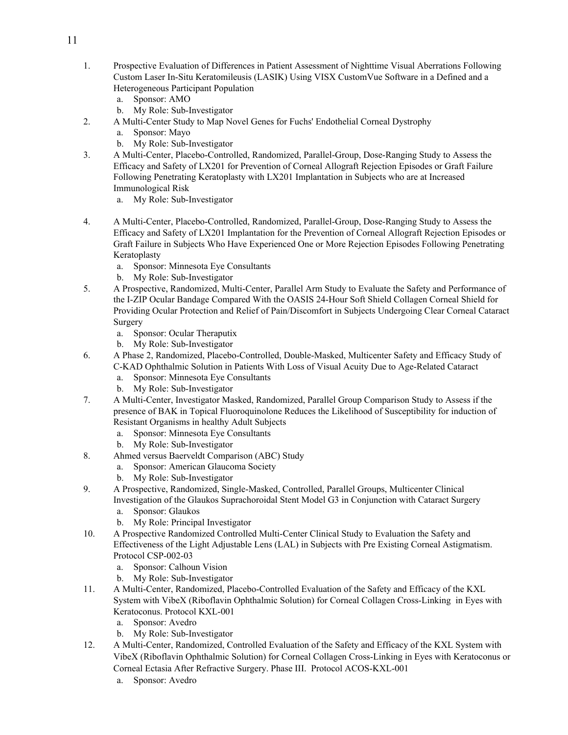1. Prospective Evaluation of Differences in Patient Assessment of Nighttime Visual Aberrations Following Custom Laser In-Situ Keratomileusis (LASIK) Using VISX CustomVue Software in a Defined and a Heterogeneous Participant Population
   a. Sponsor: AMO
   b. My Role: Sub-Investigator
2. A Multi-Center Study to Map Novel Genes for Fuchs' Endothelial Corneal Dystrophy
   a. Sponsor: Mayo
   b. My Role: Sub-Investigator
3. A Multi-Center, Placebo-Controlled, Randomized, Parallel-Group, Dose-Ranging Study to Assess the Efficacy and Safety of LX201 for Prevention of Corneal Allograft Rejection Episodes or Graft Failure Following Penetrating Keratoplasty with LX201 Implantation in Subjects who are at Increased Immunological Risk
   a. My Role: Sub-Investigator
4. A Multi-Center, Placebo-Controlled, Randomized, Parallel-Group, Dose-Ranging Study to Assess the Efficacy and Safety of LX201 Implantation for the Prevention of Corneal Allograft Rejection Episodes or Graft Failure in Subjects Who Have Experienced One or More Rejection Episodes Following Penetrating Keratoplasty
   a. Sponsor: Minnesota Eye Consultants
   b. My Role: Sub-Investigator
5. A Prospective, Randomized, Multi-Center, Parallel Arm Study to Evaluate the Safety and Performance of the I-ZIP Ocular Bandage Compared With the OASIS 24-Hour Soft Shield Collagen Corneal Shield for Providing Ocular Protection and Relief of Pain/Discomfort in Subjects Undergoing Clear Corneal Cataract Surgery
   a. Sponsor: Ocular Theraputix
   b. My Role: Sub-Investigator
6. A Phase 2, Randomized, Placebo-Controlled, Double-Masked, Multicenter Safety and Efficacy Study of C-KAD Ophthalmic Solution in Patients With Loss of Visual Acuity Due to Age-Related Cataract
   a. Sponsor: Minnesota Eye Consultants
   b. My Role: Sub-Investigator
7. A Multi-Center, Investigator Masked, Randomized, Parallel Group Comparison Study to Assess if the presence of BAK in Topical Fluoroquinolone Reduces the Likelihood of Susceptibility for induction of Resistant Organisms in healthy Adult Subjects
   a. Sponsor: Minnesota Eye Consultants
   b. My Role: Sub-Investigator
8. Ahmed versus Baerveldt Comparison (ABC) Study
   a. Sponsor: American Glaucoma Society
   b. My Role: Sub-Investigator
9. A Prospective, Randomized, Single-Masked, Controlled, Parallel Groups, Multicenter Clinical Investigation of the Glaukos Suprachoroidal Stent Model G3 in Conjunction with Cataract Surgery
   a. Sponsor: Glaukos
   b. My Role: Principal Investigator
10. A Prospective Randomized Controlled Multi-Center Clinical Study to Evaluation the Safety and Effectiveness of the Light Adjustable Lens (LAL) in Subjects with Pre Existing Corneal Astigmatism. Protocol CSP-002-03
    a. Sponsor: Calhoun Vision
    b. My Role: Sub-Investigator
11. A Multi-Center, Randomized, Placebo-Controlled Evaluation of the Safety and Efficacy of the KXL System with VibeX (Riboflavin Ophthalmic Solution) for Corneal Collagen Cross-Linking in Eyes with Keratoconus. Protocol KXL-001
    a. Sponsor: Avedro
    b. My Role: Sub-Investigator
12. A Multi-Center, Randomized, Controlled Evaluation of the Safety and Efficacy of the KXL System with VibeX (Riboflavin Ophthalmic Solution) for Corneal Collagen Cross-Linking in Eyes with Keratoconus or Corneal Ectasia After Refractive Surgery. Phase III. Protocol ACOS-KXL-001
    a. Sponsor: Avedro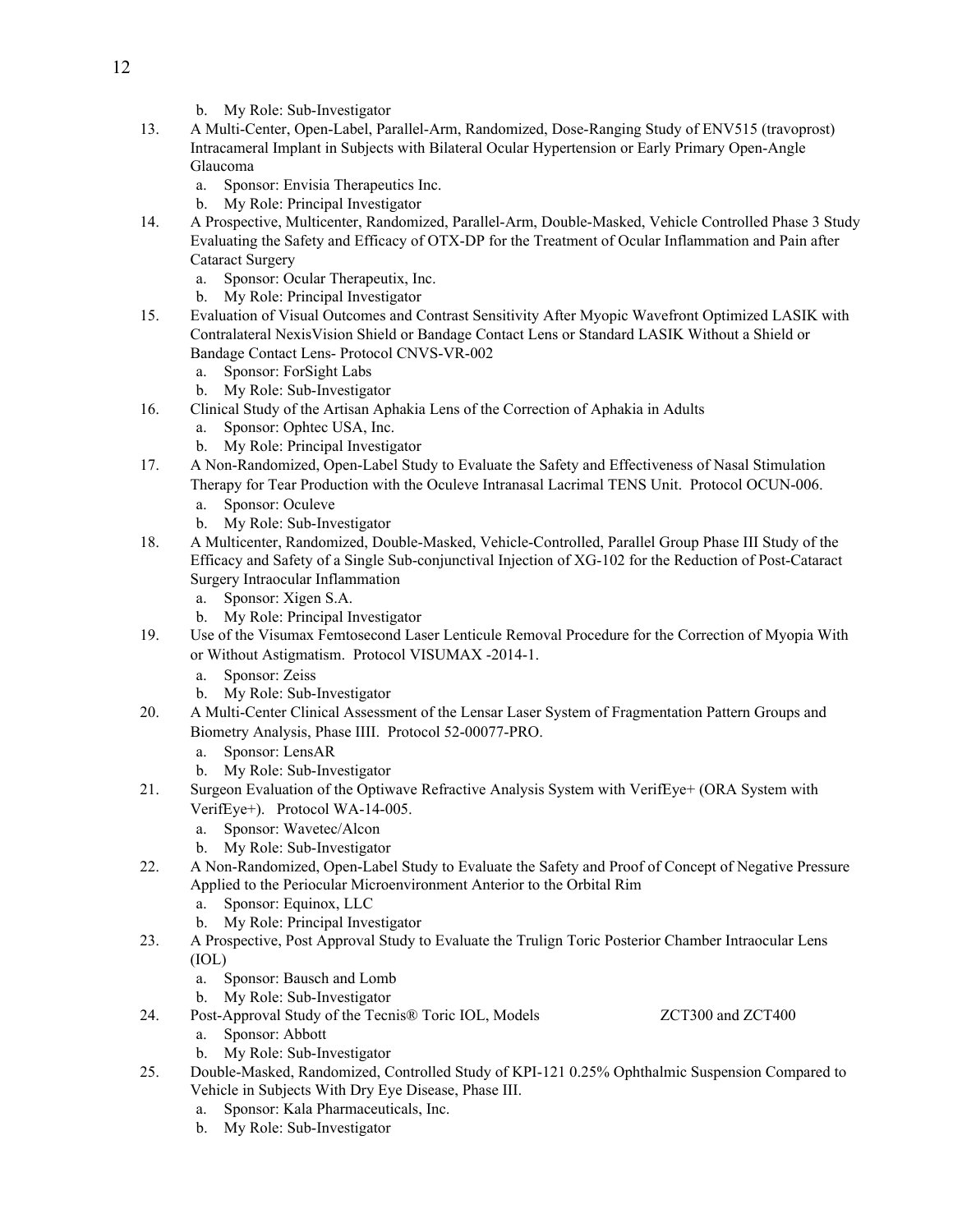b. My Role: Sub-Investigator

13. A Multi-Center, Open-Label, Parallel-Arm, Randomized, Dose-Ranging Study of ENV515 (travoprost) Intracameral Implant in Subjects with Bilateral Ocular Hypertension or Early Primary Open-Angle Glaucoma
    a. Sponsor: Envisia Therapeutics Inc.
    b. My Role: Principal Investigator
14. A Prospective, Multicenter, Randomized, Parallel-Arm, Double-Masked, Vehicle Controlled Phase 3 Study Evaluating the Safety and Efficacy of OTX-DP for the Treatment of Ocular Inflammation and Pain after Cataract Surgery
    a. Sponsor: Ocular Therapeutix, Inc.
    b. My Role: Principal Investigator
15. Evaluation of Visual Outcomes and Contrast Sensitivity After Myopic Wavefront Optimized LASIK with Contralateral NexisVision Shield or Bandage Contact Lens or Standard LASIK Without a Shield or Bandage Contact Lens- Protocol CNVS-VR-002
    a. Sponsor: ForSight Labs
    b. My Role: Sub-Investigator
16. Clinical Study of the Artisan Aphakia Lens of the Correction of Aphakia in Adults
    a. Sponsor: Ophtec USA, Inc.
    b. My Role: Principal Investigator
17. A Non-Randomized, Open-Label Study to Evaluate the Safety and Effectiveness of Nasal Stimulation Therapy for Tear Production with the Oculeve Intranasal Lacrimal TENS Unit. Protocol OCUN-006.
    a. Sponsor: Oculeve
    b. My Role: Sub-Investigator
18. A Multicenter, Randomized, Double-Masked, Vehicle-Controlled, Parallel Group Phase III Study of the Efficacy and Safety of a Single Sub-conjunctival Injection of XG-102 for the Reduction of Post-Cataract Surgery Intraocular Inflammation
    a. Sponsor: Xigen S.A.
    b. My Role: Principal Investigator
19. Use of the Visumax Femtosecond Laser Lenticule Removal Procedure for the Correction of Myopia With or Without Astigmatism. Protocol VISUMAX -2014-1.
    a. Sponsor: Zeiss
    b. My Role: Sub-Investigator
20. A Multi-Center Clinical Assessment of the Lensar Laser System of Fragmentation Pattern Groups and Biometry Analysis, Phase IIII. Protocol 52-00077-PRO.
    a. Sponsor: LensAR
    b. My Role: Sub-Investigator
21. Surgeon Evaluation of the Optiwave Refractive Analysis System with VerifEye+ (ORA System with VerifEye+). Protocol WA-14-005.
    a. Sponsor: Wavetec/Alcon
    b. My Role: Sub-Investigator
22. A Non-Randomized, Open-Label Study to Evaluate the Safety and Proof of Concept of Negative Pressure Applied to the Periocular Microenvironment Anterior to the Orbital Rim
    a. Sponsor: Equinox, LLC
    b. My Role: Principal Investigator
23. A Prospective, Post Approval Study to Evaluate the Trulign Toric Posterior Chamber Intraocular Lens (IOL)
    a. Sponsor: Bausch and Lomb
    b. My Role: Sub-Investigator
24. Post-Approval Study of the Tecnis® Toric IOL, Models ZCT300 and ZCT400
    a. Sponsor: Abbott
    b. My Role: Sub-Investigator
25. Double-Masked, Randomized, Controlled Study of KPI-121 0.25% Ophthalmic Suspension Compared to Vehicle in Subjects With Dry Eye Disease, Phase III.
    a. Sponsor: Kala Pharmaceuticals, Inc.
    b. My Role: Sub-Investigator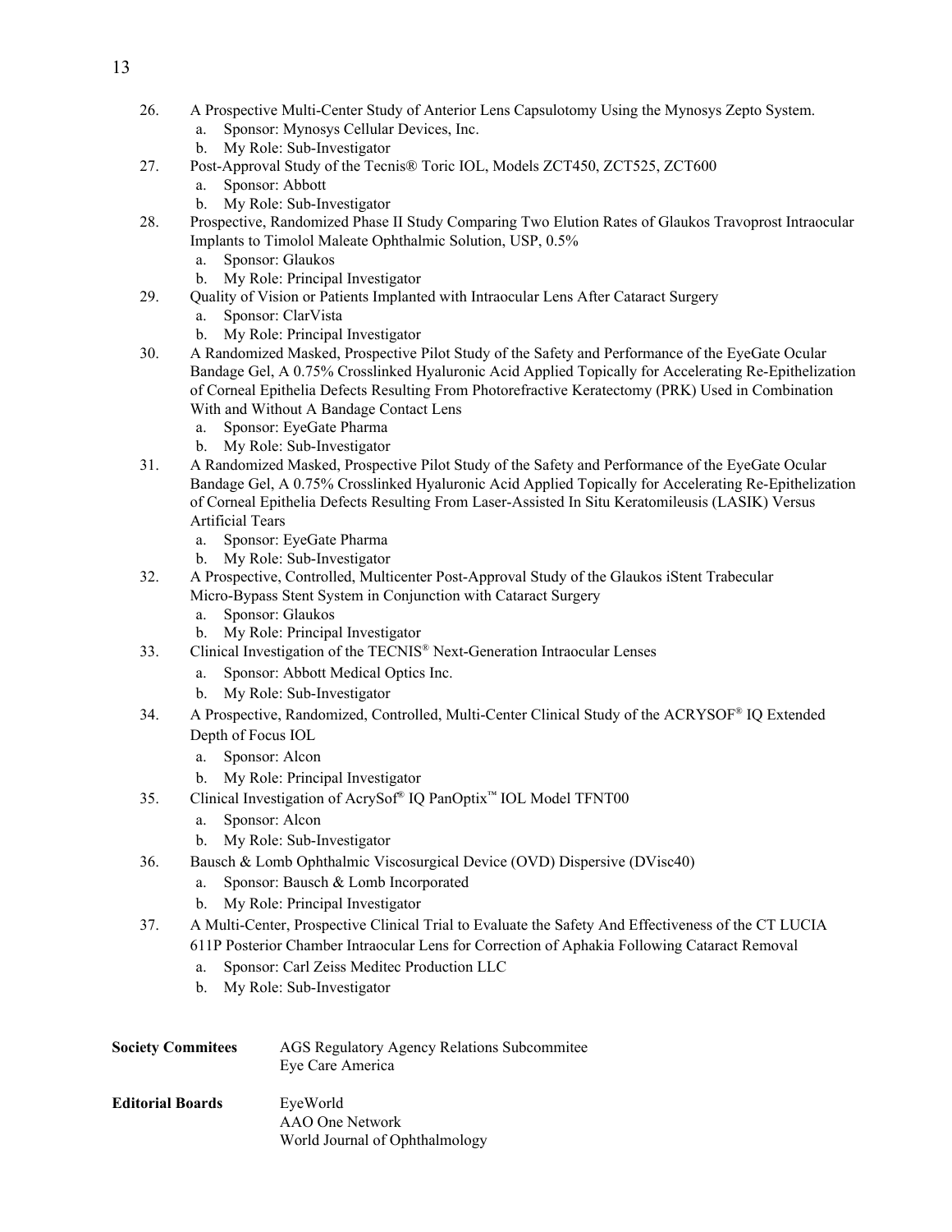26. A Prospective Multi-Center Study of Anterior Lens Capsulotomy Using the Mynosys Zepto System.
    a. Sponsor: Mynosys Cellular Devices, Inc.
    b. My Role: Sub-Investigator
27. Post-Approval Study of the Tecnis® Toric IOL, Models ZCT450, ZCT525, ZCT600
    a. Sponsor: Abbott
    b. My Role: Sub-Investigator
28. Prospective, Randomized Phase II Study Comparing Two Elution Rates of Glaukos Travoprost Intraocular Implants to Timolol Maleate Ophthalmic Solution, USP, 0.5%
    a. Sponsor: Glaukos
    b. My Role: Principal Investigator
29. Quality of Vision or Patients Implanted with Intraocular Lens After Cataract Surgery
    a. Sponsor: ClarVista
    b. My Role: Principal Investigator
30. A Randomized Masked, Prospective Pilot Study of the Safety and Performance of the EyeGate Ocular Bandage Gel, A 0.75% Crosslinked Hyaluronic Acid Applied Topically for Accelerating Re-Epithelization of Corneal Epithelia Defects Resulting From Photorefractive Keratectomy (PRK) Used in Combination With and Without A Bandage Contact Lens
    a. Sponsor: EyeGate Pharma
    b. My Role: Sub-Investigator
31. A Randomized Masked, Prospective Pilot Study of the Safety and Performance of the EyeGate Ocular Bandage Gel, A 0.75% Crosslinked Hyaluronic Acid Applied Topically for Accelerating Re-Epithelization of Corneal Epithelia Defects Resulting From Laser-Assisted In Situ Keratomileusis (LASIK) Versus Artificial Tears
    a. Sponsor: EyeGate Pharma
    b. My Role: Sub-Investigator
32. A Prospective, Controlled, Multicenter Post-Approval Study of the Glaukos iStent Trabecular Micro-Bypass Stent System in Conjunction with Cataract Surgery
    a. Sponsor: Glaukos
    b. My Role: Principal Investigator
33. Clinical Investigation of the TECNIS® Next-Generation Intraocular Lenses
    a. Sponsor: Abbott Medical Optics Inc.
    b. My Role: Sub-Investigator
34. A Prospective, Randomized, Controlled, Multi-Center Clinical Study of the ACRYSOF® IQ Extended Depth of Focus IOL
    a. Sponsor: Alcon
    b. My Role: Principal Investigator
35. Clinical Investigation of AcrySof® IQ PanOptix™ IOL Model TFNT00
    a. Sponsor: Alcon
    b. My Role: Sub-Investigator
36. Bausch & Lomb Ophthalmic Viscosurgical Device (OVD) Dispersive (DVisc40)
    a. Sponsor: Bausch & Lomb Incorporated
    b. My Role: Principal Investigator
37. A Multi-Center, Prospective Clinical Trial to Evaluate the Safety And Effectiveness of the CT LUCIA 611P Posterior Chamber Intraocular Lens for Correction of Aphakia Following Cataract Removal
    a. Sponsor: Carl Zeiss Meditec Production LLC
    b. My Role: Sub-Investigator

**Society Commitees**

AGS Regulatory Agency Relations Subcommitee
Eye Care America

**Editorial Boards**

EyeWorld
AAO One Network
World Journal of Ophthalmology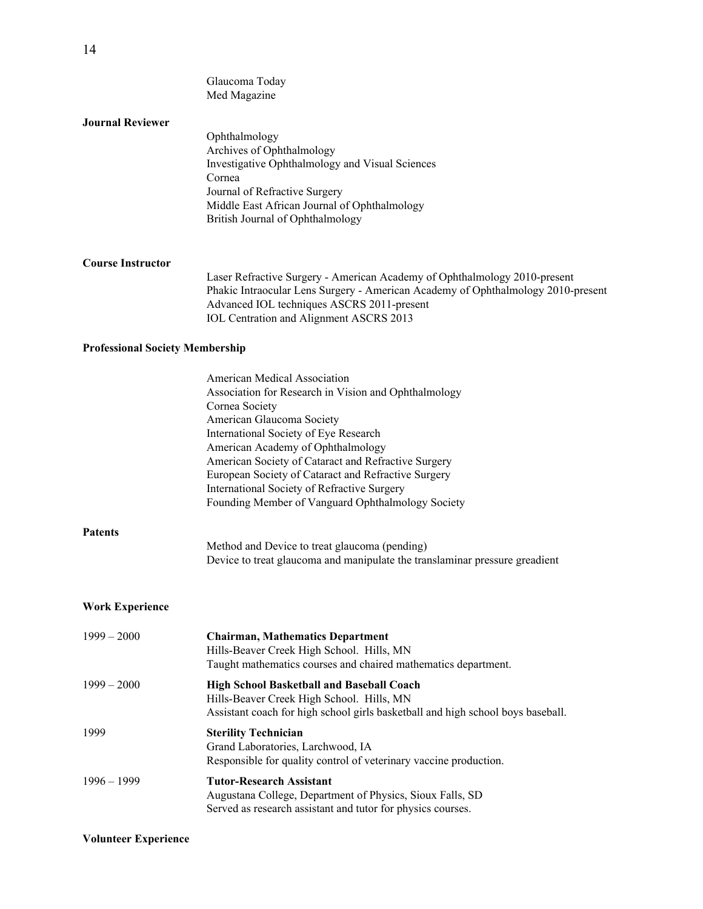Glaucoma Today
Med Magazine

**Journal Reviewer**

Ophthalmology
Archives of Ophthalmology
Investigative Ophthalmology and Visual Sciences
Cornea
Journal of Refractive Surgery
Middle East African Journal of Ophthalmology
British Journal of Ophthalmology

**Course Instructor**

Laser Refractive Surgery - American Academy of Ophthalmology 2010-present
Phakic Intraocular Lens Surgery - American Academy of Ophthalmology 2010-present
Advanced IOL techniques ASCRS 2011-present
IOL Centration and Alignment ASCRS 2013

**Professional Society Membership**

American Medical Association
Association for Research in Vision and Ophthalmology
Cornea Society
American Glaucoma Society
International Society of Eye Research
American Academy of Ophthalmology
American Society of Cataract and Refractive Surgery
European Society of Cataract and Refractive Surgery
International Society of Refractive Surgery
Founding Member of Vanguard Ophthalmology Society

**Patents**

Method and Device to treat glaucoma (pending)
Device to treat glaucoma and manipulate the translaminar pressure greadient

**Work Experience**

1999 – 2000 **Chairman, Mathematics Department**
Hills-Beaver Creek High School. Hills, MN
Taught mathematics courses and chaired mathematics department.

1999 – 2000 **High School Basketball and Baseball Coach**
Hills-Beaver Creek High School. Hills, MN
Assistant coach for high school girls basketball and high school boys baseball.

1999 **Sterility Technician**
Grand Laboratories, Larchwood, IA
Responsible for quality control of veterinary vaccine production.

1996 – 1999 **Tutor-Research Assistant**
Augustana College, Department of Physics, Sioux Falls, SD
Served as research assistant and tutor for physics courses.

**Volunteer Experience**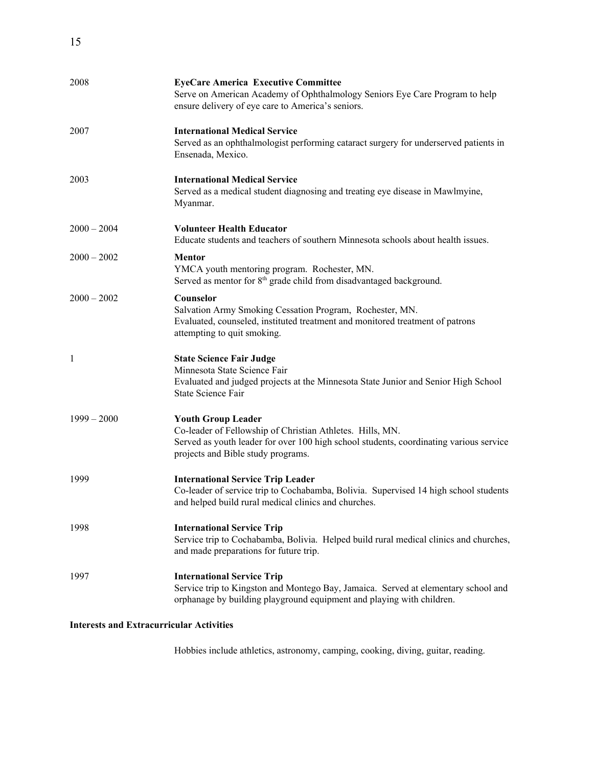| | |
|---|---|
| 2008 | **EyeCare America Executive Committee**<br>Serve on American Academy of Ophthalmology Seniors Eye Care Program to help ensure delivery of eye care to America's seniors. |
| 2007 | **International Medical Service**<br>Served as an ophthalmologist performing cataract surgery for underserved patients in Ensenada, Mexico. |
| 2003 | **International Medical Service**<br>Served as a medical student diagnosing and treating eye disease in Mawlmyine, Myanmar. |
| 2000 – 2004 | **Volunteer Health Educator**<br>Educate students and teachers of southern Minnesota schools about health issues. |
| 2000 – 2002 | **Mentor**<br>YMCA youth mentoring program. Rochester, MN.<br>Served as mentor for 8th grade child from disadvantaged background. |
| 2000 – 2002 | **Counselor**<br>Salvation Army Smoking Cessation Program, Rochester, MN.<br>Evaluated, counseled, instituted treatment and monitored treatment of patrons attempting to quit smoking. |
| 1 | **State Science Fair Judge**<br>Minnesota State Science Fair<br>Evaluated and judged projects at the Minnesota State Junior and Senior High School State Science Fair |
| 1999 – 2000 | **Youth Group Leader**<br>Co-leader of Fellowship of Christian Athletes. Hills, MN.<br>Served as youth leader for over 100 high school students, coordinating various service projects and Bible study programs. |
| 1999 | **International Service Trip Leader**<br>Co-leader of service trip to Cochabamba, Bolivia. Supervised 14 high school students and helped build rural medical clinics and churches. |
| 1998 | **International Service Trip**<br>Service trip to Cochabamba, Bolivia. Helped build rural medical clinics and churches, and made preparations for future trip. |
| 1997 | **International Service Trip**<br>Service trip to Kingston and Montego Bay, Jamaica. Served at elementary school and orphanage by building playground equipment and playing with children. |

**Interests and Extracurricular Activities**

Hobbies include athletics, astronomy, camping, cooking, diving, guitar, reading.